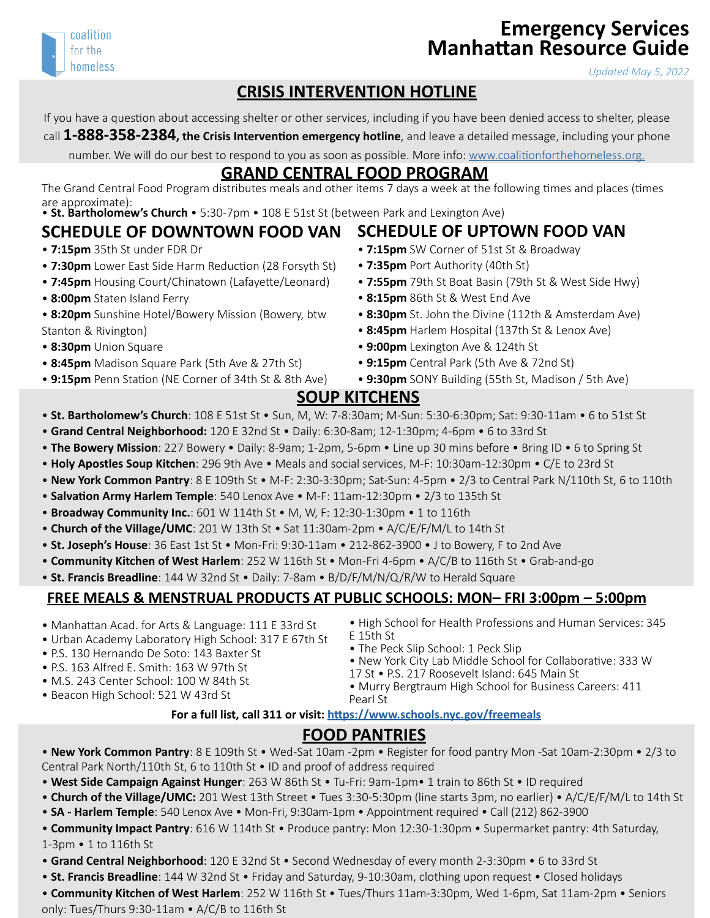coalition for the homeless

# Emergency Services Manhattan Resource Guide

*Updated May 5, 2022*

## CRISIS INTERVENTION HOTLINE

If you have a question about accessing shelter or other services, including if you have been denied access to shelter, please call **1-888-358-2384, the Crisis Intervention emergency hotline**, and leave a detailed message, including your phone number. We will do our best to respond to you as soon as possible. More info: www.coalitionforthehomeless.org.

## GRAND CENTRAL FOOD PROGRAM

The Grand Central Food Program distributes meals and other items 7 days a week at the following times and places (times are approximate):

- **St. Bartholomew's Church** • 5:30-7pm • 108 E 51st St (between Park and Lexington Ave)

### SCHEDULE OF DOWNTOWN FOOD VAN

- **7:15pm** 35th St under FDR Dr
- **7:30pm** Lower East Side Harm Reduction (28 Forsyth St)
- **7:45pm** Housing Court/Chinatown (Lafayette/Leonard)
- **8:00pm** Staten Island Ferry
- **8:20pm** Sunshine Hotel/Bowery Mission (Bowery, btw Stanton & Rivington)
- **8:30pm** Union Square
- **8:45pm** Madison Square Park (5th Ave & 27th St)
- **9:15pm** Penn Station (NE Corner of 34th St & 8th Ave)

### SCHEDULE OF UPTOWN FOOD VAN

- **7:15pm** SW Corner of 51st St & Broadway
- **7:35pm** Port Authority (40th St)
- **7:55pm** 79th St Boat Basin (79th St & West Side Hwy)
- **8:15pm** 86th St & West End Ave
- **8:30pm** St. John the Divine (112th & Amsterdam Ave)
- **8:45pm** Harlem Hospital (137th St & Lenox Ave)
- **9:00pm** Lexington Ave & 124th St
- **9:15pm** Central Park (5th Ave & 72nd St)
- **9:30pm** SONY Building (55th St, Madison / 5th Ave)

## SOUP KITCHENS

- **St. Bartholomew's Church**: 108 E 51st St • Sun, M, W: 7-8:30am; M-Sun: 5:30-6:30pm; Sat: 9:30-11am • 6 to 51st St
- **Grand Central Neighborhood:** 120 E 32nd St • Daily: 6:30-8am; 12-1:30pm; 4-6pm • 6 to 33rd St
- **The Bowery Mission**: 227 Bowery • Daily: 8-9am; 1-2pm, 5-6pm • Line up 30 mins before • Bring ID • 6 to Spring St
- **Holy Apostles Soup Kitchen**: 296 9th Ave • Meals and social services, M-F: 10:30am-12:30pm • C/E to 23rd St
- **New York Common Pantry**: 8 E 109th St • M-F: 2:30-3:30pm; Sat-Sun: 4-5pm • 2/3 to Central Park N/110th St, 6 to 110th
- **Salvation Army Harlem Temple**: 540 Lenox Ave • M-F: 11am-12:30pm • 2/3 to 135th St
- **Broadway Community Inc.**: 601 W 114th St • M, W, F: 12:30-1:30pm • 1 to 116th
- **Church of the Village/UMC**: 201 W 13th St • Sat 11:30am-2pm • A/C/E/F/M/L to 14th St
- **St. Joseph's House**: 36 East 1st St • Mon-Fri: 9:30-11am • 212-862-3900 • J to Bowery, F to 2nd Ave
- **Community Kitchen of West Harlem**: 252 W 116th St • Mon-Fri 4-6pm • A/C/B to 116th St • Grab-and-go
- **St. Francis Breadline**: 144 W 32nd St • Daily: 7-8am • B/D/F/M/N/Q/R/W to Herald Square

## FREE MEALS & MENSTRUAL PRODUCTS AT PUBLIC SCHOOLS: MON– FRI 3:00pm – 5:00pm

- Manhattan Acad. for Arts & Language: 111 E 33rd St
- Urban Academy Laboratory High School: 317 E 67th St
- P.S. 130 Hernando De Soto: 143 Baxter St
- P.S. 163 Alfred E. Smith: 163 W 97th St
- M.S. 243 Center School: 100 W 84th St
- Beacon High School: 521 W 43rd St
- High School for Health Professions and Human Services: 345 E 15th St
- The Peck Slip School: 1 Peck Slip
- New York City Lab Middle School for Collaborative: 333 W 17 St
- P.S. 217 Roosevelt Island: 645 Main St
- Murry Bergtraum High School for Business Careers: 411 Pearl St

**For a full list, call 311 or visit: https://www.schools.nyc.gov/freemeals**

## FOOD PANTRIES

- **New York Common Pantry**: 8 E 109th St • Wed-Sat 10am -2pm • Register for food pantry Mon -Sat 10am-2:30pm • 2/3 to Central Park North/110th St, 6 to 110th St • ID and proof of address required
- **West Side Campaign Against Hunger**: 263 W 86th St • Tu-Fri: 9am-1pm• 1 train to 86th St • ID required
- **Church of the Village/UMC:** 201 West 13th Street • Tues 3:30-5:30pm (line starts 3pm, no earlier) • A/C/E/F/M/L to 14th St
- **SA - Harlem Temple**: 540 Lenox Ave • Mon-Fri, 9:30am-1pm • Appointment required • Call (212) 862-3900
- **Community Impact Pantry**: 616 W 114th St • Produce pantry: Mon 12:30-1:30pm • Supermarket pantry: 4th Saturday, 1-3pm • 1 to 116th St
- **Grand Central Neighborhood**: 120 E 32nd St • Second Wednesday of every month 2-3:30pm • 6 to 33rd St
- **St. Francis Breadline**: 144 W 32nd St • Friday and Saturday, 9-10:30am, clothing upon request • Closed holidays
- **Community Kitchen of West Harlem**: 252 W 116th St • Tues/Thurs 11am-3:30pm, Wed 1-6pm, Sat 11am-2pm • Seniors only: Tues/Thurs 9:30-11am • A/C/B to 116th St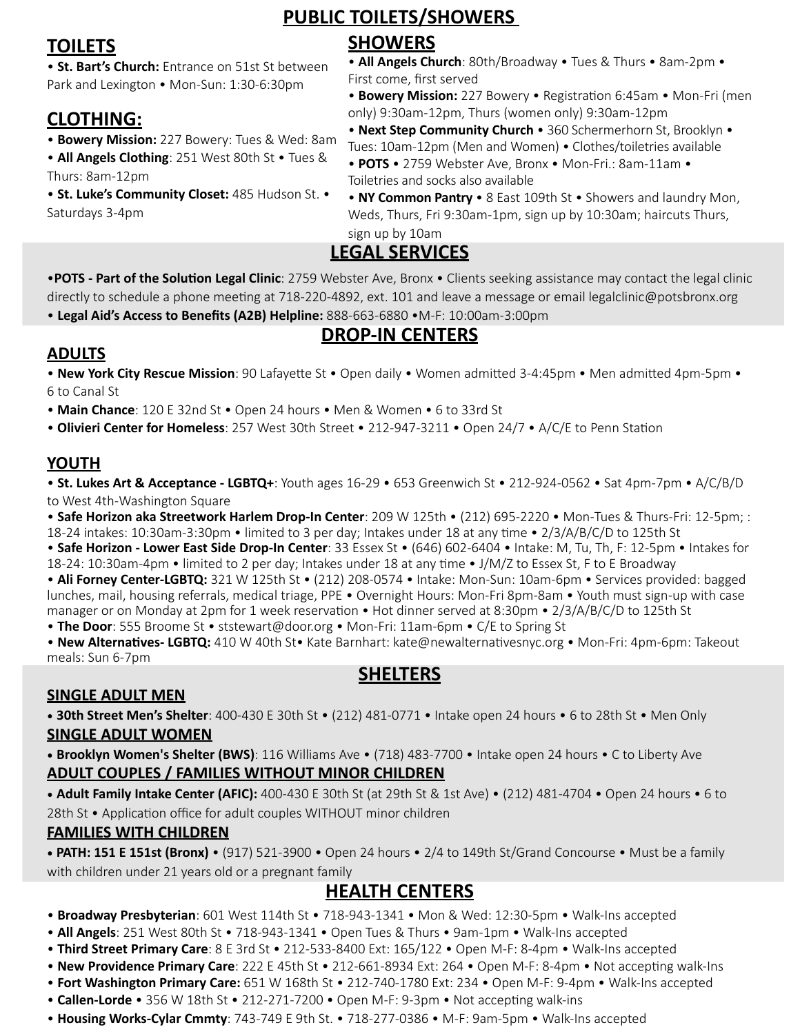# PUBLIC TOILETS/SHOWERS

## TOILETS

- **St. Bart's Church:** Entrance on 51st St between Park and Lexington • Mon-Sun: 1:30-6:30pm

## CLOTHING:

- **Bowery Mission:** 227 Bowery: Tues & Wed: 8am
- **All Angels Clothing**: 251 West 80th St • Tues & Thurs: 8am-12pm
- **St. Luke's Community Closet:** 485 Hudson St. • Saturdays 3-4pm

## SHOWERS

- **All Angels Church**: 80th/Broadway • Tues & Thurs • 8am-2pm • First come, first served
- **Bowery Mission:** 227 Bowery • Registration 6:45am • Mon-Fri (men only) 9:30am-12pm, Thurs (women only) 9:30am-12pm
- **Next Step Community Church** • 360 Schermerhorn St, Brooklyn • Tues: 10am-12pm (Men and Women) • Clothes/toiletries available
- **POTS** • 2759 Webster Ave, Bronx • Mon-Fri.: 8am-11am • Toiletries and socks also available
- **NY Common Pantry** • 8 East 109th St • Showers and laundry Mon, Weds, Thurs, Fri 9:30am-1pm, sign up by 10:30am; haircuts Thurs, sign up by 10am

# LEGAL SERVICES

- **POTS - Part of the Solution Legal Clinic**: 2759 Webster Ave, Bronx • Clients seeking assistance may contact the legal clinic directly to schedule a phone meeting at 718-220-4892, ext. 101 and leave a message or email legalclinic@potsbronx.org
- **Legal Aid's Access to Benefits (A2B) Helpline:** 888-663-6880 •M-F: 10:00am-3:00pm

# DROP-IN CENTERS

## ADULTS

- **New York City Rescue Mission**: 90 Lafayette St • Open daily • Women admitted 3-4:45pm • Men admitted 4pm-5pm • 6 to Canal St
- **Main Chance**: 120 E 32nd St • Open 24 hours • Men & Women • 6 to 33rd St
- **Olivieri Center for Homeless**: 257 West 30th Street • 212-947-3211 • Open 24/7 • A/C/E to Penn Station

## YOUTH

- **St. Lukes Art & Acceptance - LGBTQ+**: Youth ages 16-29 • 653 Greenwich St • 212-924-0562 • Sat 4pm-7pm • A/C/B/D to West 4th-Washington Square
- **Safe Horizon aka Streetwork Harlem Drop-In Center**: 209 W 125th • (212) 695-2220 • Mon-Tues & Thurs-Fri: 12-5pm; : 18-24 intakes: 10:30am-3:30pm • limited to 3 per day; Intakes under 18 at any time • 2/3/A/B/C/D to 125th St
- **Safe Horizon - Lower East Side Drop-In Center**: 33 Essex St • (646) 602-6404 • Intake: M, Tu, Th, F: 12-5pm • Intakes for 18-24: 10:30am-4pm • limited to 2 per day; Intakes under 18 at any time • J/M/Z to Essex St, F to E Broadway
- **Ali Forney Center-LGBTQ:** 321 W 125th St • (212) 208-0574 • Intake: Mon-Sun: 10am-6pm • Services provided: bagged lunches, mail, housing referrals, medical triage, PPE • Overnight Hours: Mon-Fri 8pm-8am • Youth must sign-up with case manager or on Monday at 2pm for 1 week reservation • Hot dinner served at 8:30pm • 2/3/A/B/C/D to 125th St
- **The Door**: 555 Broome St • ststewart@door.org • Mon-Fri: 11am-6pm • C/E to Spring St
- **New Alternatives- LGBTQ:** 410 W 40th St• Kate Barnhart: kate@newalternativesnyc.org • Mon-Fri: 4pm-6pm: Takeout meals: Sun 6-7pm

# SHELTERS

## SINGLE ADULT MEN

- **30th Street Men's Shelter**: 400-430 E 30th St • (212) 481-0771 • Intake open 24 hours • 6 to 28th St • Men Only

## SINGLE ADULT WOMEN

- **Brooklyn Women's Shelter (BWS)**: 116 Williams Ave • (718) 483-7700 • Intake open 24 hours • C to Liberty Ave

## ADULT COUPLES / FAMILIES WITHOUT MINOR CHILDREN

- **Adult Family Intake Center (AFIC):** 400-430 E 30th St (at 29th St & 1st Ave) • (212) 481-4704 • Open 24 hours • 6 to 28th St • Application office for adult couples WITHOUT minor children

## FAMILIES WITH CHILDREN

- **PATH: 151 E 151st (Bronx)** • (917) 521-3900 • Open 24 hours • 2/4 to 149th St/Grand Concourse • Must be a family with children under 21 years old or a pregnant family

# HEALTH CENTERS

- **Broadway Presbyterian**: 601 West 114th St • 718-943-1341 • Mon & Wed: 12:30-5pm • Walk-Ins accepted
- **All Angels**: 251 West 80th St • 718-943-1341 • Open Tues & Thurs • 9am-1pm • Walk-Ins accepted
- **Third Street Primary Care**: 8 E 3rd St • 212-533-8400 Ext: 165/122 • Open M-F: 8-4pm • Walk-Ins accepted
- **New Providence Primary Care**: 222 E 45th St • 212-661-8934 Ext: 264 • Open M-F: 8-4pm • Not accepting walk-Ins
- **Fort Washington Primary Care:** 651 W 168th St • 212-740-1780 Ext: 234 • Open M-F: 9-4pm • Walk-Ins accepted
- **Callen-Lorde** • 356 W 18th St • 212-271-7200 • Open M-F: 9-3pm • Not accepting walk-ins
- **Housing Works-Cylar Cmmty**: 743-749 E 9th St. • 718-277-0386 • M-F: 9am-5pm • Walk-Ins accepted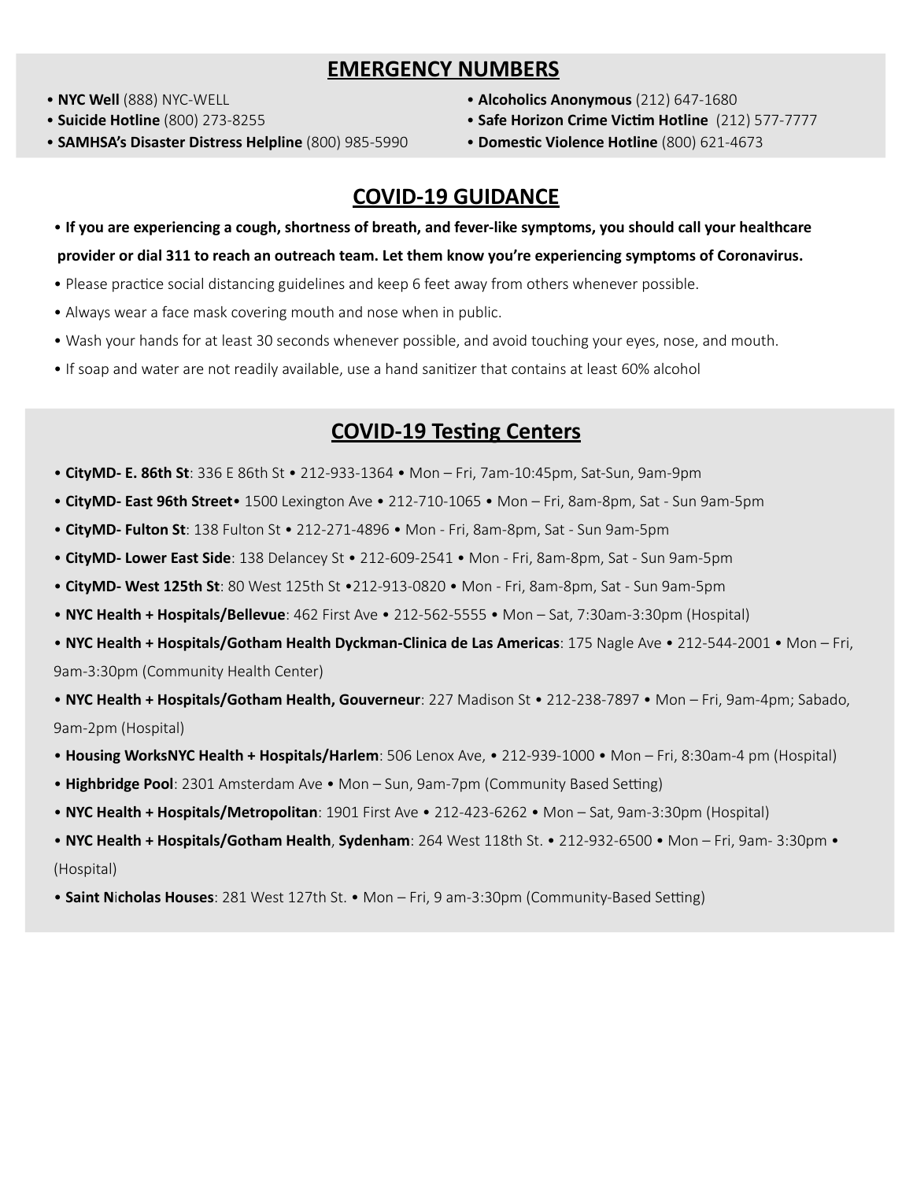## EMERGENCY NUMBERS

- **NYC Well** (888) NYC-WELL
- **Suicide Hotline** (800) 273-8255
- **SAMHSA's Disaster Distress Helpline** (800) 985-5990
- **Alcoholics Anonymous** (212) 647-1680
- **Safe Horizon Crime Victim Hotline** (212) 577-7777
- **Domestic Violence Hotline** (800) 621-4673

## COVID-19 GUIDANCE

- **If you are experiencing a cough, shortness of breath, and fever-like symptoms, you should call your healthcare provider or dial 311 to reach an outreach team. Let them know you're experiencing symptoms of Coronavirus.**
- Please practice social distancing guidelines and keep 6 feet away from others whenever possible.
- Always wear a face mask covering mouth and nose when in public.
- Wash your hands for at least 30 seconds whenever possible, and avoid touching your eyes, nose, and mouth.
- If soap and water are not readily available, use a hand sanitizer that contains at least 60% alcohol

## COVID-19 Testing Centers

- **CityMD- E. 86th St**: 336 E 86th St • 212-933-1364 • Mon – Fri, 7am-10:45pm, Sat-Sun, 9am-9pm
- **CityMD- East 96th Street**• 1500 Lexington Ave • 212-710-1065 • Mon – Fri, 8am-8pm, Sat - Sun 9am-5pm
- **CityMD- Fulton St**: 138 Fulton St • 212-271-4896 • Mon - Fri, 8am-8pm, Sat - Sun 9am-5pm
- **CityMD- Lower East Side**: 138 Delancey St • 212-609-2541 • Mon - Fri, 8am-8pm, Sat - Sun 9am-5pm
- **CityMD- West 125th St**: 80 West 125th St •212-913-0820 • Mon - Fri, 8am-8pm, Sat - Sun 9am-5pm
- **NYC Health + Hospitals/Bellevue**: 462 First Ave • 212-562-5555 • Mon – Sat, 7:30am-3:30pm (Hospital)
- **NYC Health + Hospitals/Gotham Health Dyckman-Clinica de Las Americas**: 175 Nagle Ave • 212-544-2001 • Mon – Fri, 9am-3:30pm (Community Health Center)
- **NYC Health + Hospitals/Gotham Health, Gouverneur**: 227 Madison St • 212-238-7897 • Mon – Fri, 9am-4pm; Sabado, 9am-2pm (Hospital)
- **Housing WorksNYC Health + Hospitals/Harlem**: 506 Lenox Ave, • 212-939-1000 • Mon – Fri, 8:30am-4 pm (Hospital)
- **Highbridge Pool**: 2301 Amsterdam Ave • Mon – Sun, 9am-7pm (Community Based Setting)
- **NYC Health + Hospitals/Metropolitan**: 1901 First Ave • 212-423-6262 • Mon – Sat, 9am-3:30pm (Hospital)
- **NYC Health + Hospitals/Gotham Health**, **Sydenham**: 264 West 118th St. • 212-932-6500 • Mon – Fri, 9am- 3:30pm • (Hospital)
- **Saint Nicholas Houses**: 281 West 127th St. • Mon – Fri, 9 am-3:30pm (Community-Based Setting)